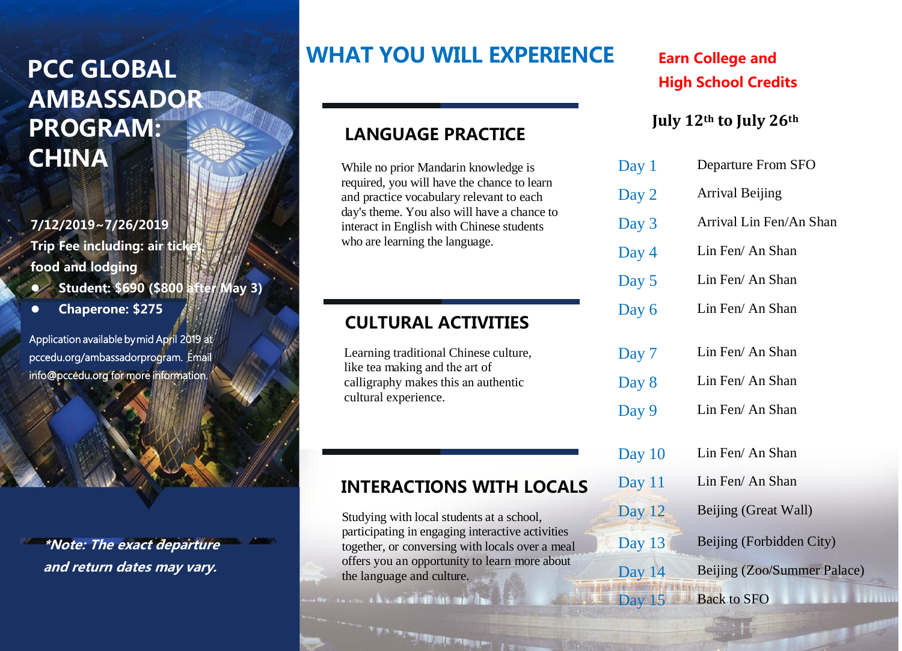# PCC GLOBAL AMBASSADOR PROGRAM: CHINA

**7/12/2019~7/26/2019**

**Trip Fee including: air ticket, food and lodging**

- **Student: $690 ($800 after May 3)**
- **Chaperone: $275**

Application available by mid April 2019 at pccedu.org/ambassadorprogram. Email info@pccedu.org for more information.

***\*Note: The exact departure and return dates may vary.***

# WHAT YOU WILL EXPERIENCE

## LANGUAGE PRACTICE

While no prior Mandarin knowledge is required, you will have the chance to learn and practice vocabulary relevant to each day's theme. You also will have a chance to interact in English with Chinese students who are learning the language.

## CULTURAL ACTIVITIES

Learning traditional Chinese culture, like tea making and the art of calligraphy makes this an authentic cultural experience.

## INTERACTIONS WITH LOCALS

Studying with local students at a school, participating in engaging interactive activities together, or conversing with locals over a meal offers you an opportunity to learn more about the language and culture.

**Earn College and High School Credits**

**July 12th to July 26th**

| Day | Itinerary |
| --- | --- |
| Day 1 | Departure From SFO |
| Day 2 | Arrival Beijing |
| Day 3 | Arrival Lin Fen/An Shan |
| Day 4 | Lin Fen/ An Shan |
| Day 5 | Lin Fen/ An Shan |
| Day 6 | Lin Fen/ An Shan |
| Day 7 | Lin Fen/ An Shan |
| Day 8 | Lin Fen/ An Shan |
| Day 9 | Lin Fen/ An Shan |
| Day 10 | Lin Fen/ An Shan |
| Day 11 | Lin Fen/ An Shan |
| Day 12 | Beijing (Great Wall) |
| Day 13 | Beijing (Forbidden City) |
| Day 14 | Beijing (Zoo/Summer Palace) |
| Day 15 | Back to SFO |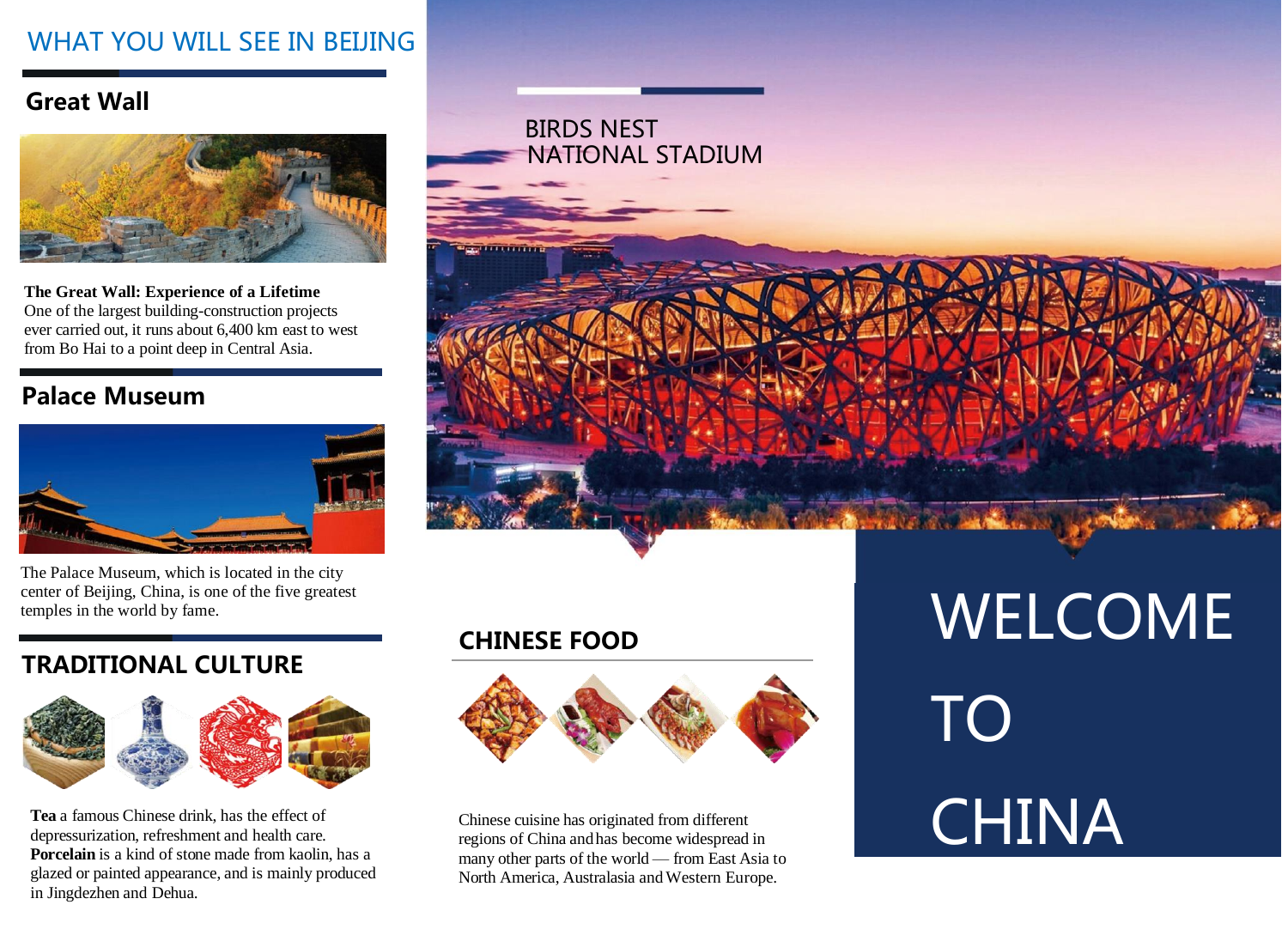# WHAT YOU WILL SEE IN BEIJING

## Great Wall

**The Great Wall: Experience of a Lifetime**
One of the largest building-construction projects ever carried out, it runs about 6,400 km east to west from Bo Hai to a point deep in Central Asia.

## Palace Museum

The Palace Museum, which is located in the city center of Beijing, China, is one of the five greatest temples in the world by fame.

## TRADITIONAL CULTURE

**Tea** a famous Chinese drink, has the effect of depressurization, refreshment and health care.
**Porcelain** is a kind of stone made from kaolin, has a glazed or painted appearance, and is mainly produced in Jingdezhen and Dehua.

## BIRDS NEST NATIONAL STADIUM

## CHINESE FOOD

Chinese cuisine has originated from different regions of China and has become widespread in many other parts of the world — from East Asia to North America, Australasia and Western Europe.

# WELCOME TO CHINA